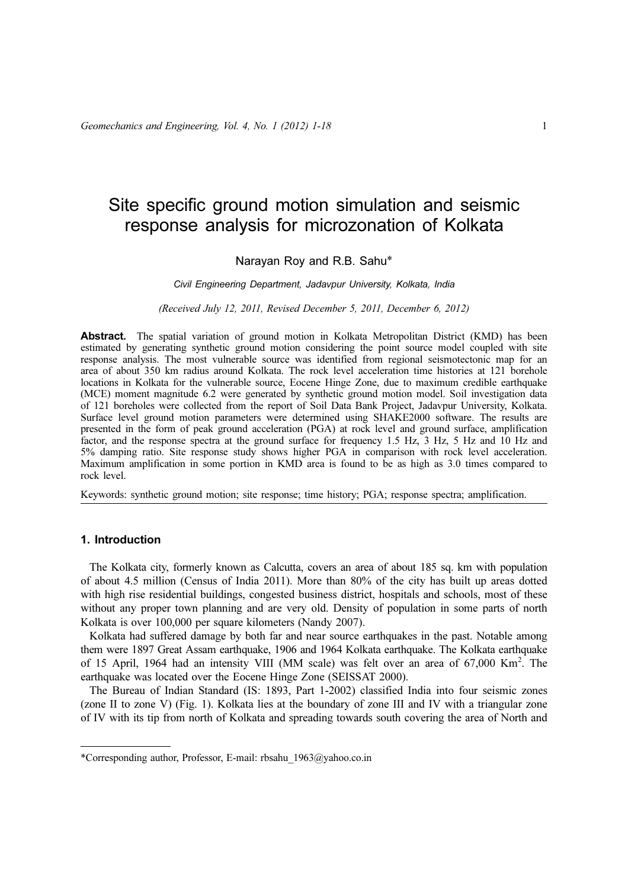# Site specific ground motion simulation and seismic response analysis for microzonation of Kolkata

Narayan Roy and R.B. Sahu*

*Civil Engineering Department, Jadavpur University, Kolkata, India*

*(Received July 12, 2011, Revised December 5, 2011, December 6, 2012)*

**Abstract.** The spatial variation of ground motion in Kolkata Metropolitan District (KMD) has been estimated by generating synthetic ground motion considering the point source model coupled with site response analysis. The most vulnerable source was identified from regional seismotectonic map for an area of about 350 km radius around Kolkata. The rock level acceleration time histories at 121 borehole locations in Kolkata for the vulnerable source, Eocene Hinge Zone, due to maximum credible earthquake (MCE) moment magnitude 6.2 were generated by synthetic ground motion model. Soil investigation data of 121 boreholes were collected from the report of Soil Data Bank Project, Jadavpur University, Kolkata. Surface level ground motion parameters were determined using SHAKE2000 software. The results are presented in the form of peak ground acceleration (PGA) at rock level and ground surface, amplification factor, and the response spectra at the ground surface for frequency 1.5 Hz, 3 Hz, 5 Hz and 10 Hz and 5% damping ratio. Site response study shows higher PGA in comparison with rock level acceleration. Maximum amplification in some portion in KMD area is found to be as high as 3.0 times compared to rock level.

Keywords: synthetic ground motion; site response; time history; PGA; response spectra; amplification.

## 1. Introduction

The Kolkata city, formerly known as Calcutta, covers an area of about 185 sq. km with population of about 4.5 million (Census of India 2011). More than 80% of the city has built up areas dotted with high rise residential buildings, congested business district, hospitals and schools, most of these without any proper town planning and are very old. Density of population in some parts of north Kolkata is over 100,000 per square kilometers (Nandy 2007).

Kolkata had suffered damage by both far and near source earthquakes in the past. Notable among them were 1897 Great Assam earthquake, 1906 and 1964 Kolkata earthquake. The Kolkata earthquake of 15 April, 1964 had an intensity VIII (MM scale) was felt over an area of 67,000 Km$^2$. The earthquake was located over the Eocene Hinge Zone (SEISSAT 2000).

The Bureau of Indian Standard (IS: 1893, Part 1-2002) classified India into four seismic zones (zone II to zone V) (Fig. 1). Kolkata lies at the boundary of zone III and IV with a triangular zone of IV with its tip from north of Kolkata and spreading towards south covering the area of North and

*Corresponding author, Professor, E-mail: rbsahu_1963@yahoo.co.in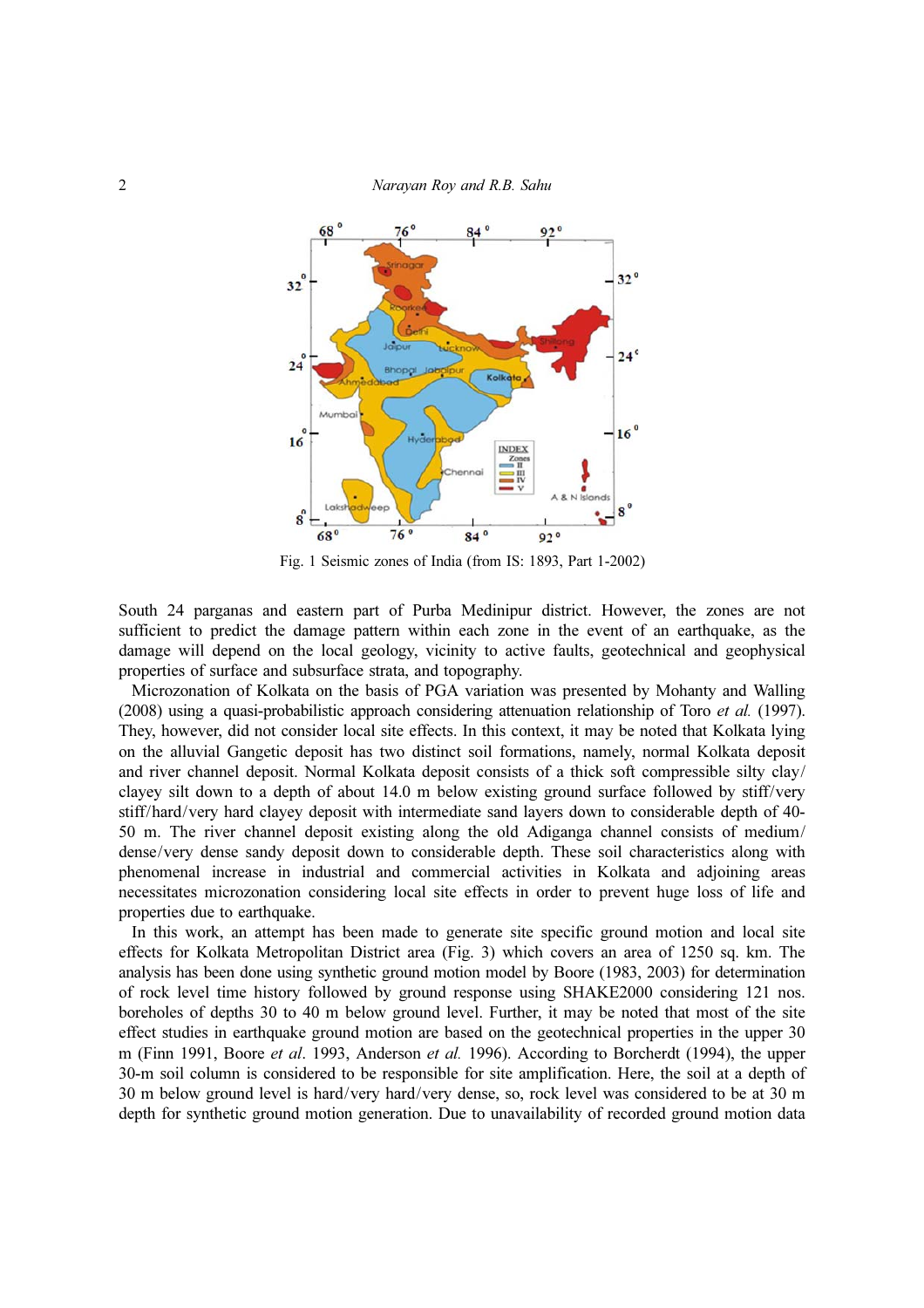Fig. 1 Seismic zones of India (from IS: 1893, Part 1-2002)

South 24 parganas and eastern part of Purba Medinipur district. However, the zones are not sufficient to predict the damage pattern within each zone in the event of an earthquake, as the damage will depend on the local geology, vicinity to active faults, geotechnical and geophysical properties of surface and subsurface strata, and topography.

Microzonation of Kolkata on the basis of PGA variation was presented by Mohanty and Walling (2008) using a quasi-probabilistic approach considering attenuation relationship of Toro *et al.* (1997). They, however, did not consider local site effects. In this context, it may be noted that Kolkata lying on the alluvial Gangetic deposit has two distinct soil formations, namely, normal Kolkata deposit and river channel deposit. Normal Kolkata deposit consists of a thick soft compressible silty clay/clayey silt down to a depth of about 14.0 m below existing ground surface followed by stiff/very stiff/hard/very hard clayey deposit with intermediate sand layers down to considerable depth of 40-50 m. The river channel deposit existing along the old Adiganga channel consists of medium/dense/very dense sandy deposit down to considerable depth. These soil characteristics along with phenomenal increase in industrial and commercial activities in Kolkata and adjoining areas necessitates microzonation considering local site effects in order to prevent huge loss of life and properties due to earthquake.

In this work, an attempt has been made to generate site specific ground motion and local site effects for Kolkata Metropolitan District area (Fig. 3) which covers an area of 1250 sq. km. The analysis has been done using synthetic ground motion model by Boore (1983, 2003) for determination of rock level time history followed by ground response using SHAKE2000 considering 121 nos. boreholes of depths 30 to 40 m below ground level. Further, it may be noted that most of the site effect studies in earthquake ground motion are based on the geotechnical properties in the upper 30 m (Finn 1991, Boore *et al*. 1993, Anderson *et al.* 1996). According to Borcherdt (1994), the upper 30-m soil column is considered to be responsible for site amplification. Here, the soil at a depth of 30 m below ground level is hard/very hard/very dense, so, rock level was considered to be at 30 m depth for synthetic ground motion generation. Due to unavailability of recorded ground motion data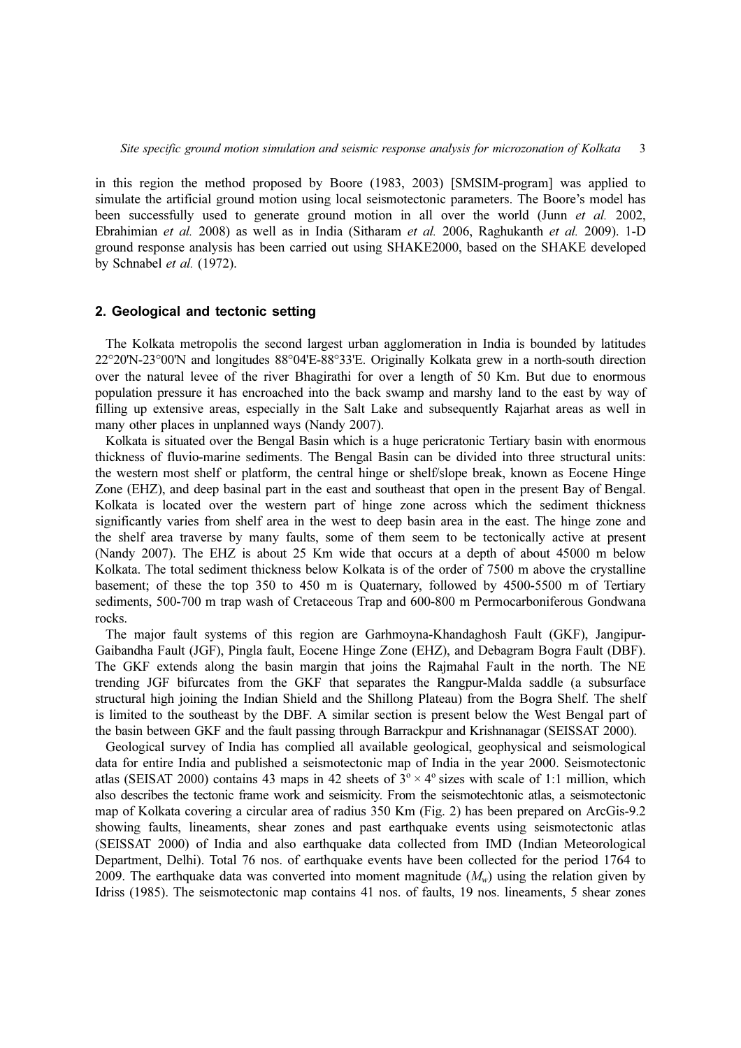in this region the method proposed by Boore (1983, 2003) [SMSIM-program] was applied to simulate the artificial ground motion using local seismotectonic parameters. The Boore's model has been successfully used to generate ground motion in all over the world (Junn *et al.* 2002, Ebrahimian *et al.* 2008) as well as in India (Sitharam *et al.* 2006, Raghukanth *et al.* 2009). 1-D ground response analysis has been carried out using SHAKE2000, based on the SHAKE developed by Schnabel *et al.* (1972).

## 2. Geological and tectonic setting

The Kolkata metropolis the second largest urban agglomeration in India is bounded by latitudes 22°20'N-23°00'N and longitudes 88°04'E-88°33'E. Originally Kolkata grew in a north-south direction over the natural levee of the river Bhagirathi for over a length of 50 Km. But due to enormous population pressure it has encroached into the back swamp and marshy land to the east by way of filling up extensive areas, especially in the Salt Lake and subsequently Rajarhat areas as well in many other places in unplanned ways (Nandy 2007).

Kolkata is situated over the Bengal Basin which is a huge pericratonic Tertiary basin with enormous thickness of fluvio-marine sediments. The Bengal Basin can be divided into three structural units: the western most shelf or platform, the central hinge or shelf/slope break, known as Eocene Hinge Zone (EHZ), and deep basinal part in the east and southeast that open in the present Bay of Bengal. Kolkata is located over the western part of hinge zone across which the sediment thickness significantly varies from shelf area in the west to deep basin area in the east. The hinge zone and the shelf area traverse by many faults, some of them seem to be tectonically active at present (Nandy 2007). The EHZ is about 25 Km wide that occurs at a depth of about 45000 m below Kolkata. The total sediment thickness below Kolkata is of the order of 7500 m above the crystalline basement; of these the top 350 to 450 m is Quaternary, followed by 4500-5500 m of Tertiary sediments, 500-700 m trap wash of Cretaceous Trap and 600-800 m Permocarboniferous Gondwana rocks.

The major fault systems of this region are Garhmoyna-Khandaghosh Fault (GKF), Jangipur-Gaibandha Fault (JGF), Pingla fault, Eocene Hinge Zone (EHZ), and Debagram Bogra Fault (DBF). The GKF extends along the basin margin that joins the Rajmahal Fault in the north. The NE trending JGF bifurcates from the GKF that separates the Rangpur-Malda saddle (a subsurface structural high joining the Indian Shield and the Shillong Plateau) from the Bogra Shelf. The shelf is limited to the southeast by the DBF. A similar section is present below the West Bengal part of the basin between GKF and the fault passing through Barrackpur and Krishnanagar (SEISSAT 2000).

Geological survey of India has complied all available geological, geophysical and seismological data for entire India and published a seismotectonic map of India in the year 2000. Seismotectonic atlas (SEISAT 2000) contains 43 maps in 42 sheets of $3^{o} \times 4^{o}$ sizes with scale of 1:1 million, which also describes the tectonic frame work and seismicity. From the seismotechtonic atlas, a seismotectonic map of Kolkata covering a circular area of radius 350 Km (Fig. 2) has been prepared on ArcGis-9.2 showing faults, lineaments, shear zones and past earthquake events using seismotectonic atlas (SEISSAT 2000) of India and also earthquake data collected from IMD (Indian Meteorological Department, Delhi). Total 76 nos. of earthquake events have been collected for the period 1764 to 2009. The earthquake data was converted into moment magnitude ($M_w$) using the relation given by Idriss (1985). The seismotectonic map contains 41 nos. of faults, 19 nos. lineaments, 5 shear zones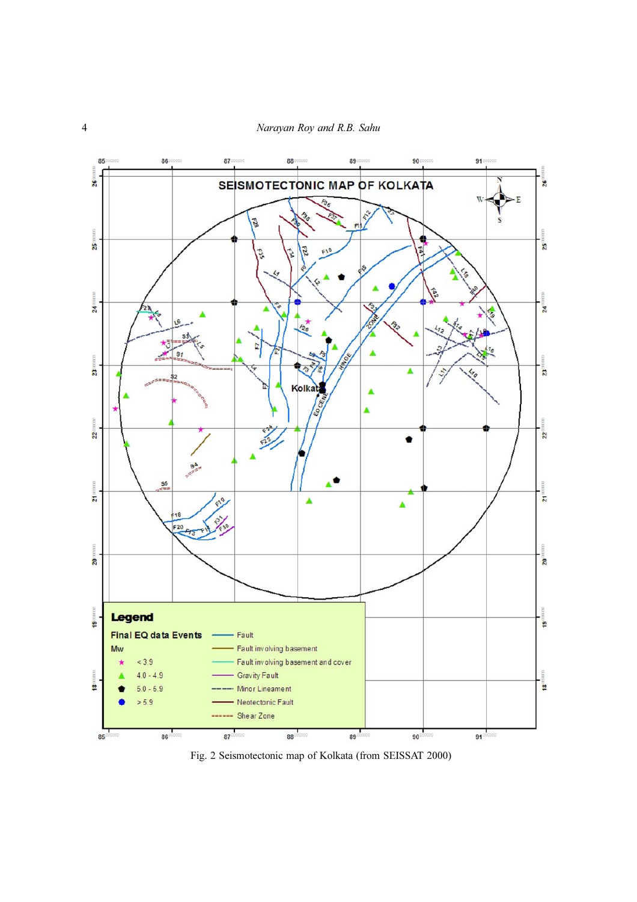Fig. 2 Seismotectonic map of Kolkata (from SEISSAT 2000)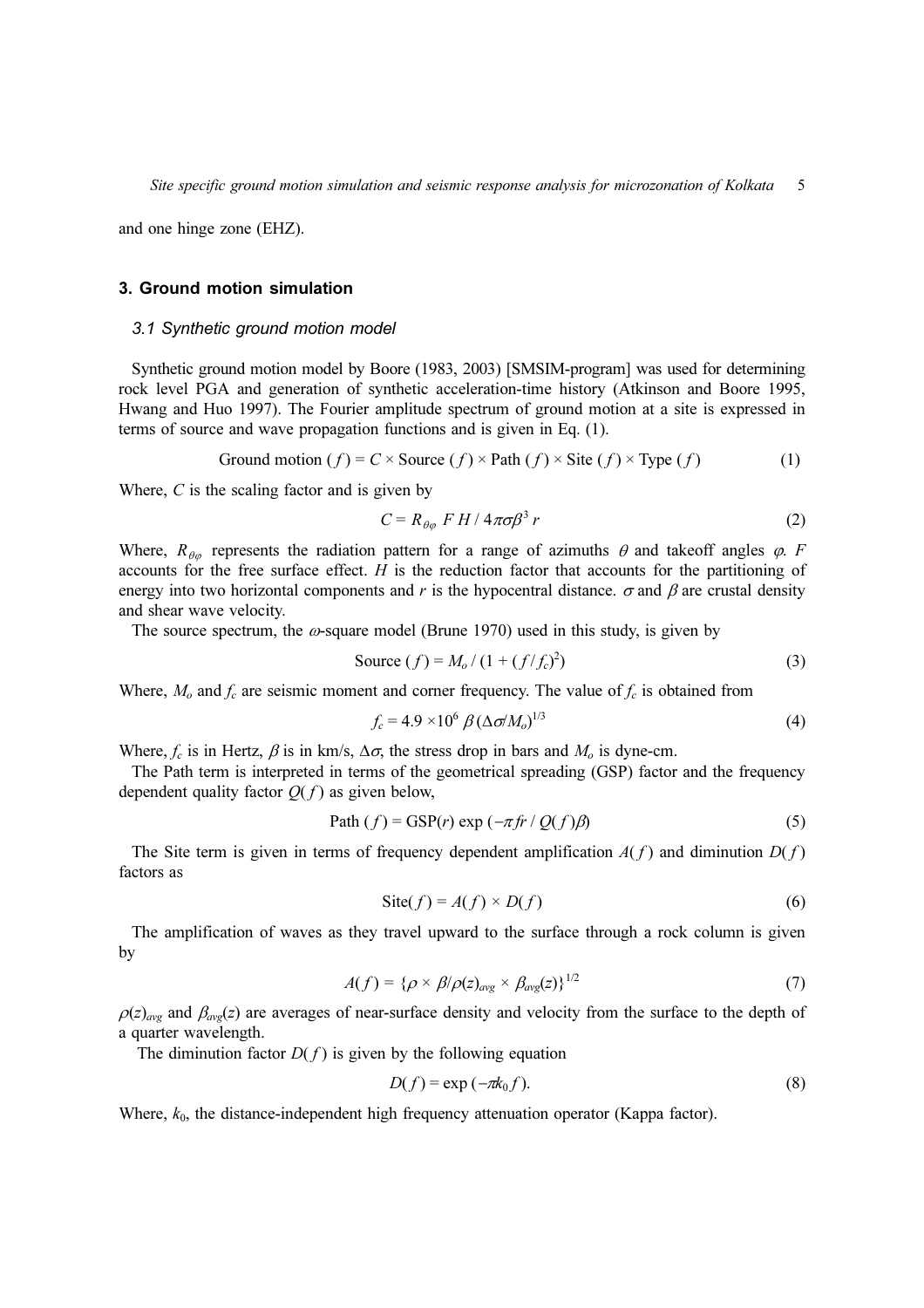and one hinge zone (EHZ).

## 3. Ground motion simulation

### 3.1 Synthetic ground motion model

Synthetic ground motion model by Boore (1983, 2003) [SMSIM-program] was used for determining rock level PGA and generation of synthetic acceleration-time history (Atkinson and Boore 1995, Hwang and Huo 1997). The Fourier amplitude spectrum of ground motion at a site is expressed in terms of source and wave propagation functions and is given in Eq. (1).

$$\text{Ground motion}\ (f) = C \times \text{Source}\ (f) \times \text{Path}\ (f) \times \text{Site}\ (f) \times \text{Type}\ (f) \tag{1}$$

Where, $C$ is the scaling factor and is given by

$$C = R_{\theta\varphi}\ F\ H / 4\pi\sigma\beta^3\ r \tag{2}$$

Where, $R_{\theta\varphi}$ represents the radiation pattern for a range of azimuths $\theta$ and takeoff angles $\varphi$. $F$ accounts for the free surface effect. $H$ is the reduction factor that accounts for the partitioning of energy into two horizontal components and $r$ is the hypocentral distance. $\sigma$ and $\beta$ are crustal density and shear wave velocity.

The source spectrum, the $\omega$-square model (Brune 1970) used in this study, is given by

$$\text{Source}\ (f) = M_o / (1 + (f / f_c)^2) \tag{3}$$

Where, $M_o$ and $f_c$ are seismic moment and corner frequency. The value of $f_c$ is obtained from

$$f_c = 4.9 \times 10^6\ \beta\ (\Delta\sigma / M_o)^{1/3} \tag{4}$$

Where, $f_c$ is in Hertz, $\beta$ is in km/s, $\Delta\sigma$, the stress drop in bars and $M_o$ is dyne-cm.

The Path term is interpreted in terms of the geometrical spreading (GSP) factor and the frequency dependent quality factor $Q(f)$ as given below,

$$\text{Path}\ (f) = \text{GSP}(r)\ \exp\left(-\pi f r / Q(f)\beta\right) \tag{5}$$

The Site term is given in terms of frequency dependent amplification $A(f)$ and diminution $D(f)$ factors as

$$\text{Site}(f) = A(f) \times D(f) \tag{6}$$

The amplification of waves as they travel upward to the surface through a rock column is given by

$$A(f) = \{\rho \times \beta / \rho(z)_{avg} \times \beta_{avg}(z)\}^{1/2} \tag{7}$$

$\rho(z)_{avg}$ and $\beta_{avg}(z)$ are averages of near-surface density and velocity from the surface to the depth of a quarter wavelength.

The diminution factor $D(f)$ is given by the following equation

$$D(f) = \exp(-\pi k_0 f). \tag{8}$$

Where, $k_0$, the distance-independent high frequency attenuation operator (Kappa factor).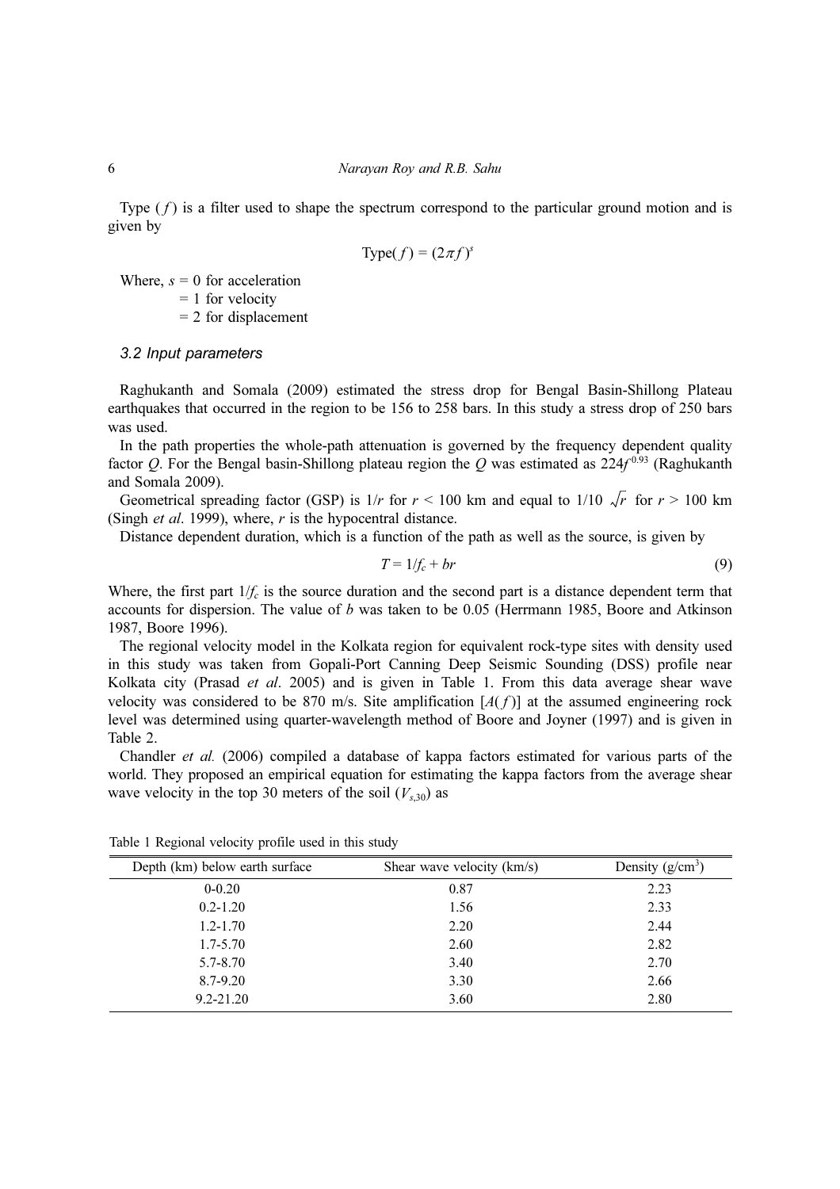Type ( $f$ ) is a filter used to shape the spectrum correspond to the particular ground motion and is given by

$$\text{Type}(f) = (2\pi f)^s$$

Where, $s$ = 0 for acceleration
= 1 for velocity
= 2 for displacement

### 3.2 Input parameters

Raghukanth and Somala (2009) estimated the stress drop for Bengal Basin-Shillong Plateau earthquakes that occurred in the region to be 156 to 258 bars. In this study a stress drop of 250 bars was used.

In the path properties the whole-path attenuation is governed by the frequency dependent quality factor $Q$. For the Bengal basin-Shillong plateau region the $Q$ was estimated as $224f^{0.93}$ (Raghukanth and Somala 2009).

Geometrical spreading factor (GSP) is $1/r$ for $r$ < 100 km and equal to $1/10\sqrt{r}$ for $r$ > 100 km (Singh *et al*. 1999), where, $r$ is the hypocentral distance.

Distance dependent duration, which is a function of the path as well as the source, is given by

$$T = 1/f_c + br \tag{9}$$

Where, the first part $1/f_c$ is the source duration and the second part is a distance dependent term that accounts for dispersion. The value of $b$ was taken to be 0.05 (Herrmann 1985, Boore and Atkinson 1987, Boore 1996).

The regional velocity model in the Kolkata region for equivalent rock-type sites with density used in this study was taken from Gopali-Port Canning Deep Seismic Sounding (DSS) profile near Kolkata city (Prasad *et al*. 2005) and is given in Table 1. From this data average shear wave velocity was considered to be 870 m/s. Site amplification [$A(f)$] at the assumed engineering rock level was determined using quarter-wavelength method of Boore and Joyner (1997) and is given in Table 2.

Chandler *et al.* (2006) compiled a database of kappa factors estimated for various parts of the world. They proposed an empirical equation for estimating the kappa factors from the average shear wave velocity in the top 30 meters of the soil ($V_{s,30}$) as

Table 1 Regional velocity profile used in this study

| Depth (km) below earth surface | Shear wave velocity (km/s) | Density (g/cm$^3$) |
|---|---|---|
| 0-0.20 | 0.87 | 2.23 |
| 0.2-1.20 | 1.56 | 2.33 |
| 1.2-1.70 | 2.20 | 2.44 |
| 1.7-5.70 | 2.60 | 2.82 |
| 5.7-8.70 | 3.40 | 2.70 |
| 8.7-9.20 | 3.30 | 2.66 |
| 9.2-21.20 | 3.60 | 2.80 |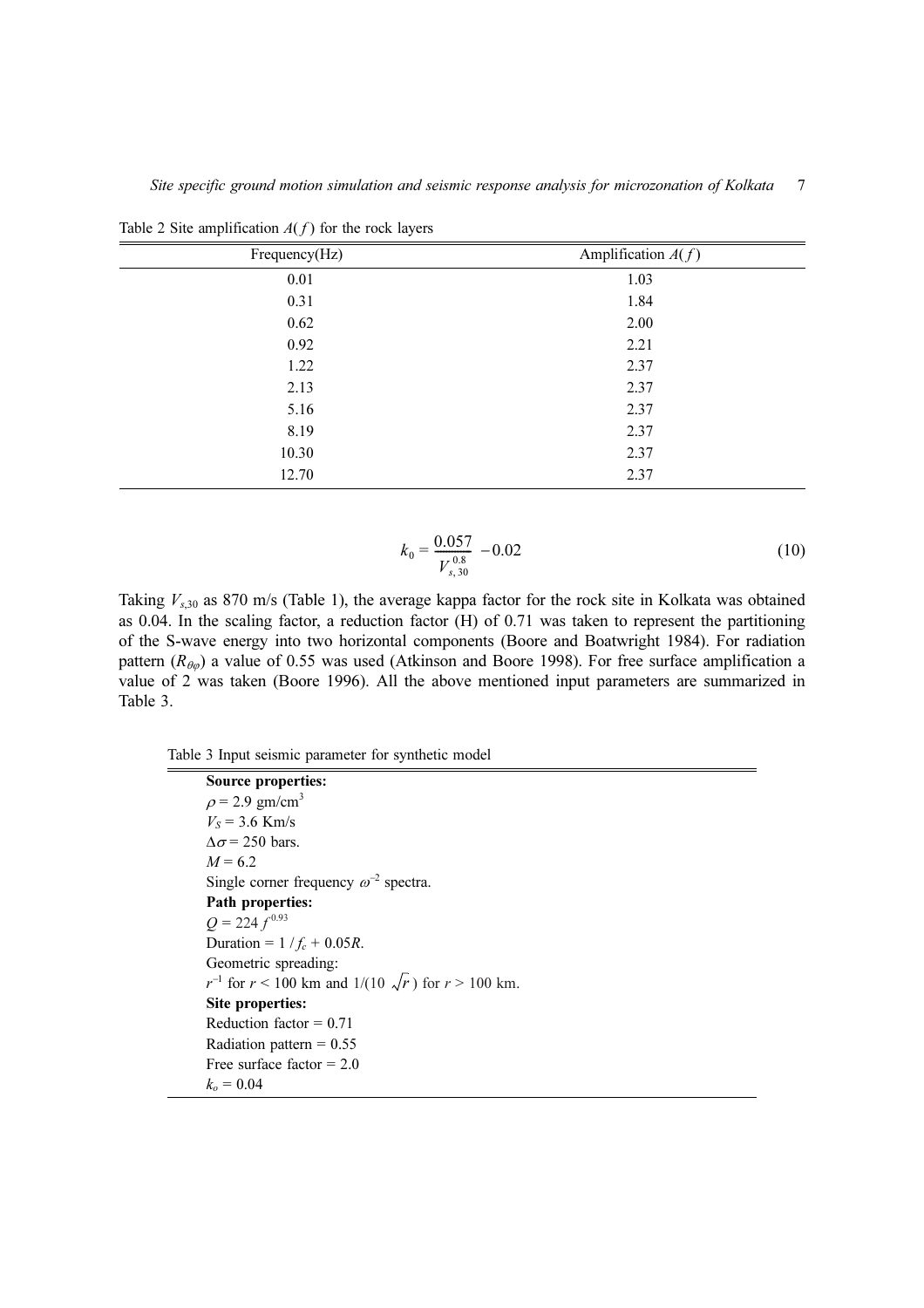Table 2 Site amplification $A(f)$ for the rock layers

| Frequency(Hz) | Amplification $A(f)$ |
|---|---|
| 0.01 | 1.03 |
| 0.31 | 1.84 |
| 0.62 | 2.00 |
| 0.92 | 2.21 |
| 1.22 | 2.37 |
| 2.13 | 2.37 |
| 5.16 | 2.37 |
| 8.19 | 2.37 |
| 10.30 | 2.37 |
| 12.70 | 2.37 |

$$k_0 = \frac{0.057}{V_{s,30}^{0.8}} - 0.02 \tag{10}$$

Taking $V_{s,30}$ as 870 m/s (Table 1), the average kappa factor for the rock site in Kolkata was obtained as 0.04. In the scaling factor, a reduction factor (H) of 0.71 was taken to represent the partitioning of the S-wave energy into two horizontal components (Boore and Boatwright 1984). For radiation pattern ($R_{\theta\varphi}$) a value of 0.55 was used (Atkinson and Boore 1998). For free surface amplification a value of 2 was taken (Boore 1996). All the above mentioned input parameters are summarized in Table 3.

Table 3 Input seismic parameter for synthetic model

**Source properties:**
$\rho = 2.9$ gm/cm$^3$
$V_S = 3.6$ Km/s
$\Delta\sigma = 250$ bars.
$M = 6.2$
Single corner frequency $\omega^{-2}$ spectra.
**Path properties:**
$Q = 224\, f^{0.93}$
Duration $= 1/f_c + 0.05R$.
Geometric spreading:
$r^{-1}$ for $r < 100$ km and $1/(10\sqrt{r})$ for $r > 100$ km.
**Site properties:**
Reduction factor = 0.71
Radiation pattern = 0.55
Free surface factor = 2.0
$k_o = 0.04$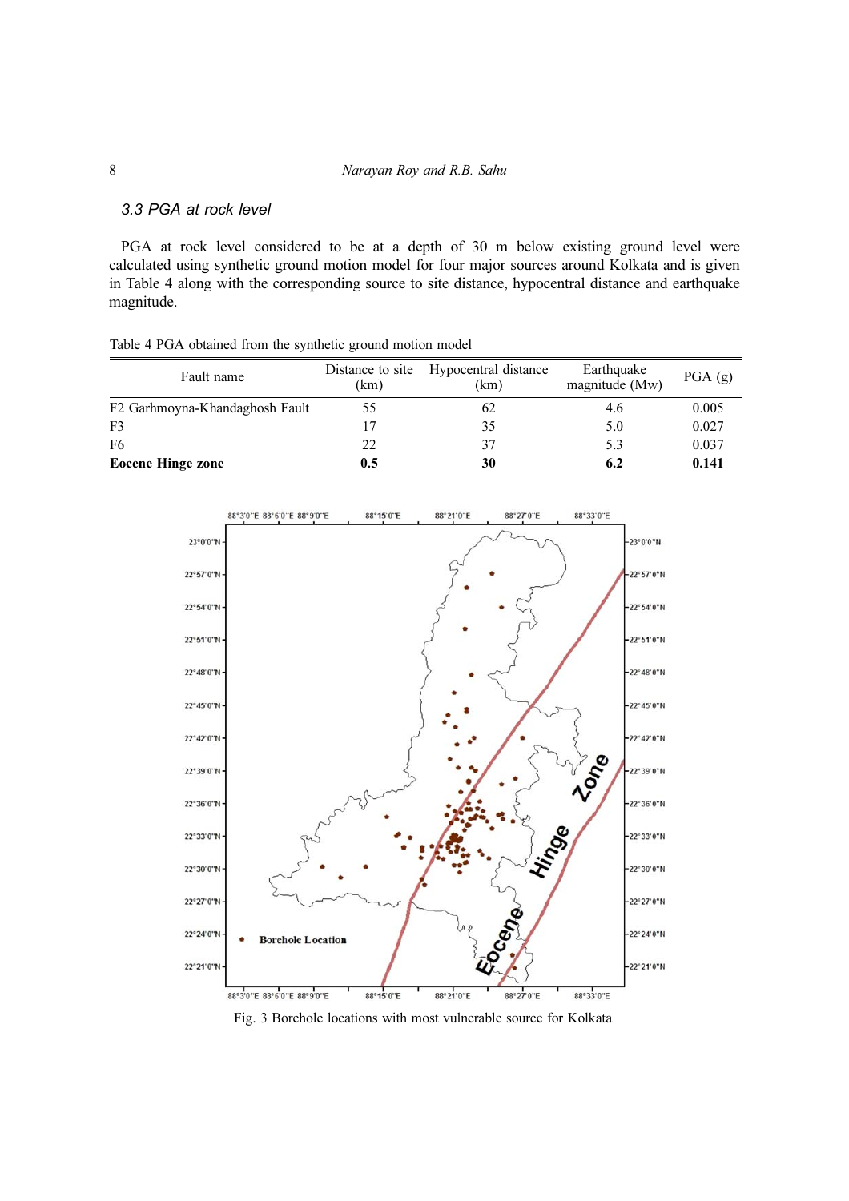### 3.3 PGA at rock level

PGA at rock level considered to be at a depth of 30 m below existing ground level were calculated using synthetic ground motion model for four major sources around Kolkata and is given in Table 4 along with the corresponding source to site distance, hypocentral distance and earthquake magnitude.

Table 4 PGA obtained from the synthetic ground motion model

| Fault name | Distance to site (km) | Hypocentral distance (km) | Earthquake magnitude (Mw) | PGA (g) |
|---|---|---|---|---|
| F2 Garhmoyna-Khandaghosh Fault | 55 | 62 | 4.6 | 0.005 |
| F3 | 17 | 35 | 5.0 | 0.027 |
| F6 | 22 | 37 | 5.3 | 0.037 |
| **Eocene Hinge zone** | **0.5** | **30** | **6.2** | **0.141** |

Fig. 3 Borehole locations with most vulnerable source for Kolkata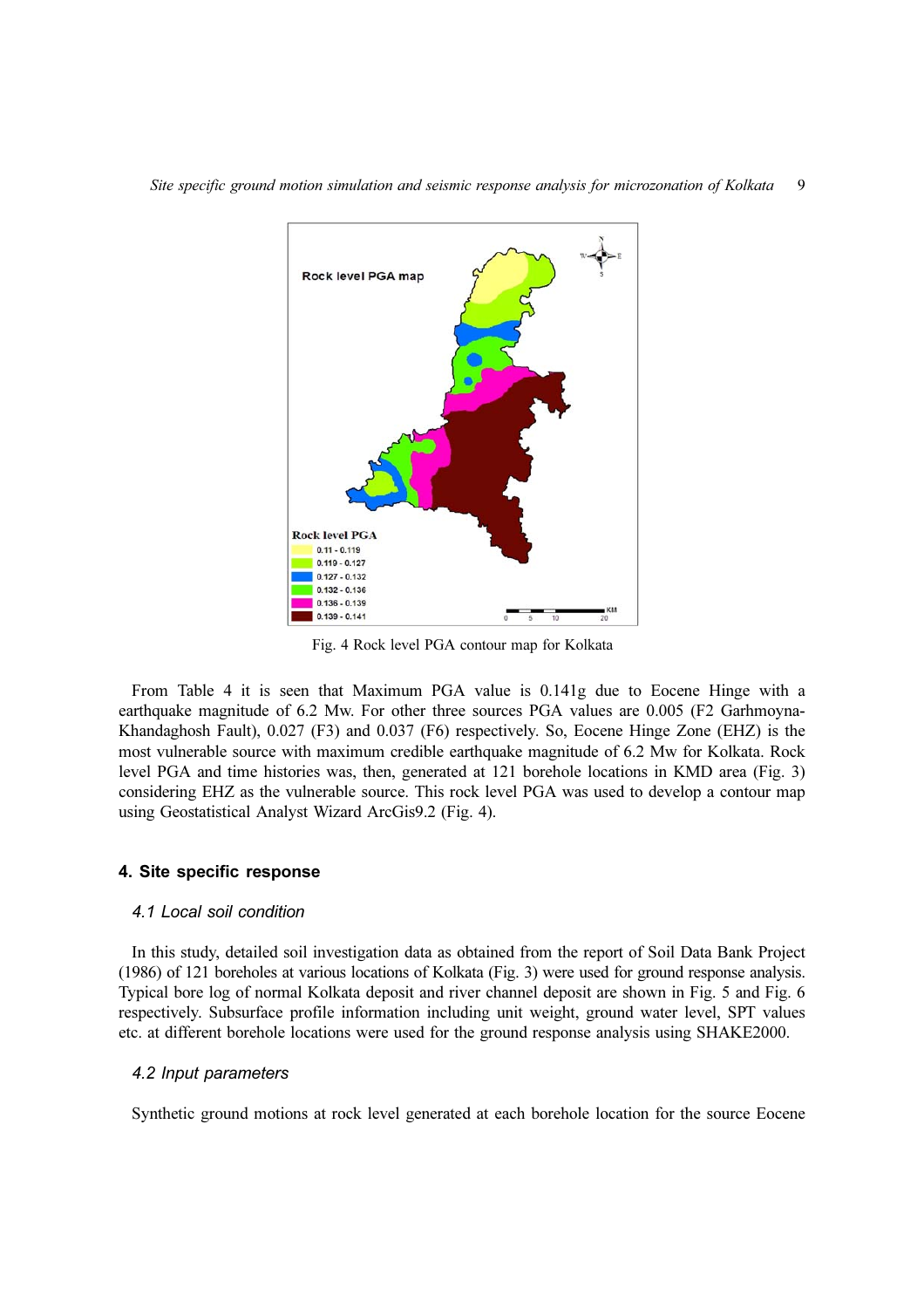Fig. 4 Rock level PGA contour map for Kolkata

From Table 4 it is seen that Maximum PGA value is 0.141g due to Eocene Hinge with a earthquake magnitude of 6.2 Mw. For other three sources PGA values are 0.005 (F2 Garhmoyna-Khandaghosh Fault), 0.027 (F3) and 0.037 (F6) respectively. So, Eocene Hinge Zone (EHZ) is the most vulnerable source with maximum credible earthquake magnitude of 6.2 Mw for Kolkata. Rock level PGA and time histories was, then, generated at 121 borehole locations in KMD area (Fig. 3) considering EHZ as the vulnerable source. This rock level PGA was used to develop a contour map using Geostatistical Analyst Wizard ArcGis9.2 (Fig. 4).

## 4. Site specific response

### *4.1 Local soil condition*

In this study, detailed soil investigation data as obtained from the report of Soil Data Bank Project (1986) of 121 boreholes at various locations of Kolkata (Fig. 3) were used for ground response analysis. Typical bore log of normal Kolkata deposit and river channel deposit are shown in Fig. 5 and Fig. 6 respectively. Subsurface profile information including unit weight, ground water level, SPT values etc. at different borehole locations were used for the ground response analysis using SHAKE2000.

### *4.2 Input parameters*

Synthetic ground motions at rock level generated at each borehole location for the source Eocene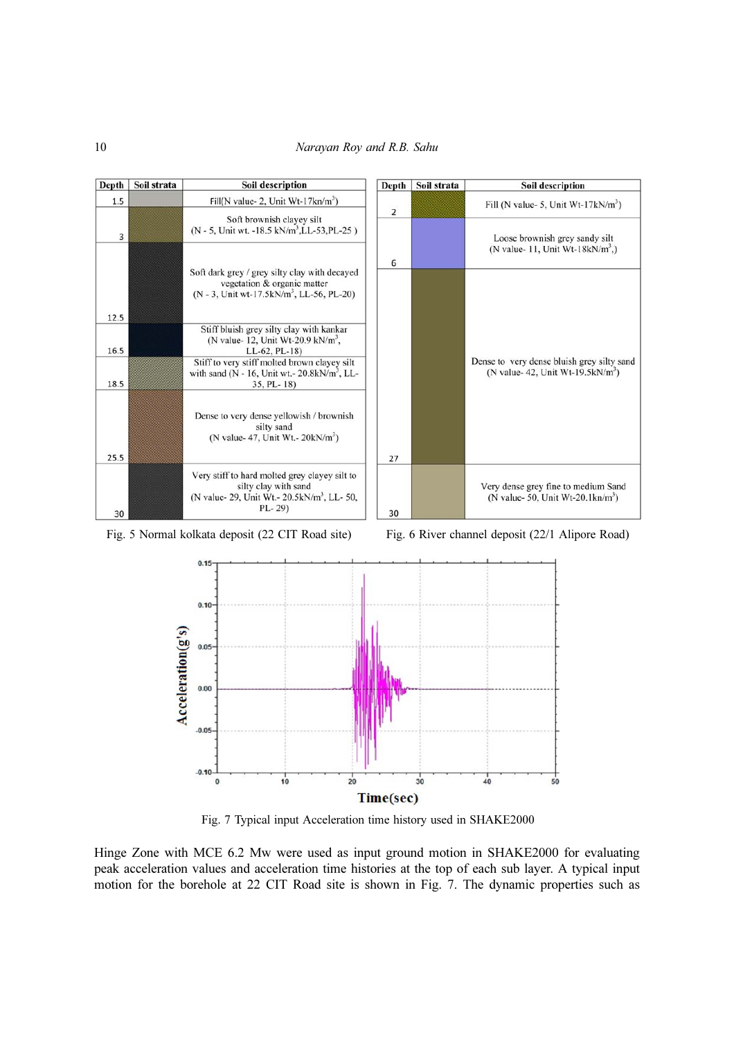| Depth | Soil strata | Soil description |
|---|---|---|
| 1.5 | | Fill(N value- 2, Unit Wt-17kn/m$^3$) |
| 3 | | Soft brownish clayey silt (N - 5, Unit wt. -18.5 kN/m$^3$,LL-53,PL-25 ) |
| 12.5 | | Soft dark grey / grey silty clay with decayed vegetation & organic matter (N - 3, Unit wt-17.5kN/m$^3$, LL-56, PL-20) |
| 16.5 | | Stiff bluish grey silty clay with kankar (N value- 12, Unit Wt-20.9 kN/m$^3$, LL-62, PL-18) |
| 18.5 | | Stiff to very stiff molted brown clayey silt with sand (N - 16, Unit wt.- 20.8kN/m$^3$, LL-35, PL- 18) |
| 25.5 | | Dense to very dense yellowish / brownish silty sand (N value- 47, Unit Wt.- 20kN/m$^3$) |
| 30 | | Very stiff to hard molted grey clayey silt to silty clay with sand (N value- 29, Unit Wt.- 20.5kN/m$^3$, LL- 50, PL- 29) |

Fig. 5 Normal kolkata deposit (22 CIT Road site)

| Depth | Soil strata | Soil description |
|---|---|---|
| 2 | | Fill (N value- 5, Unit Wt-17kN/m$^3$) |
| 6 | | Loose brownish grey sandy silt (N value- 11, Unit Wt-18kN/m$^3$,) |
| 27 | | Dense to very dense bluish grey silty sand (N value- 42, Unit Wt-19.5kN/m$^3$) |
| 30 | | Very dense grey fine to medium Sand (N value- 50, Unit Wt-20.1kn/m$^3$) |

Fig. 6 River channel deposit (22/1 Alipore Road)

Fig. 7 Typical input Acceleration time history used in SHAKE2000

Hinge Zone with MCE 6.2 Mw were used as input ground motion in SHAKE2000 for evaluating peak acceleration values and acceleration time histories at the top of each sub layer. A typical input motion for the borehole at 22 CIT Road site is shown in Fig. 7. The dynamic properties such as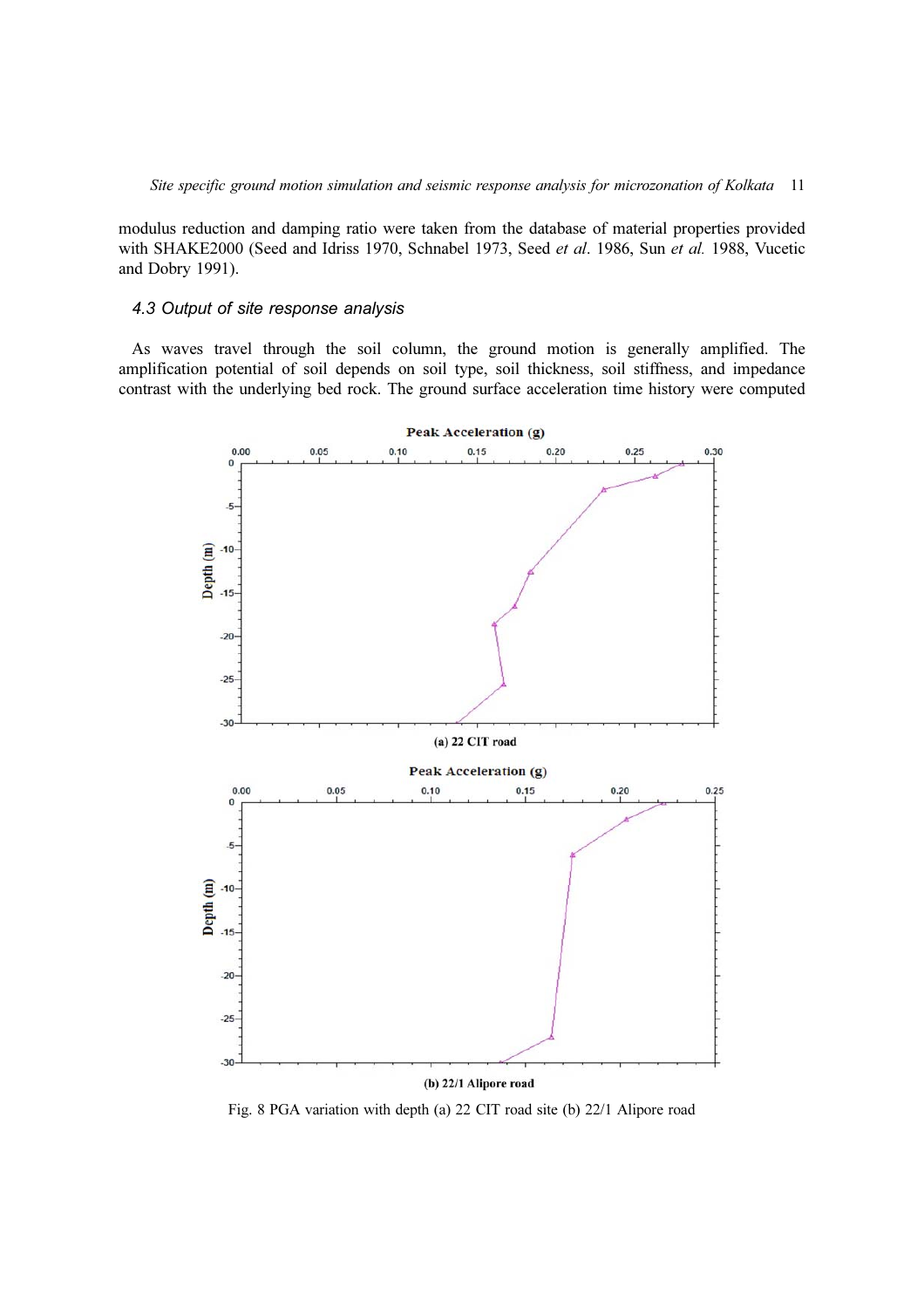modulus reduction and damping ratio were taken from the database of material properties provided with SHAKE2000 (Seed and Idriss 1970, Schnabel 1973, Seed *et al*. 1986, Sun *et al.* 1988, Vucetic and Dobry 1991).

### *4.3 Output of site response analysis*

As waves travel through the soil column, the ground motion is generally amplified. The amplification potential of soil depends on soil type, soil thickness, soil stiffness, and impedance contrast with the underlying bed rock. The ground surface acceleration time history were computed

Fig. 8 PGA variation with depth (a) 22 CIT road site (b) 22/1 Alipore road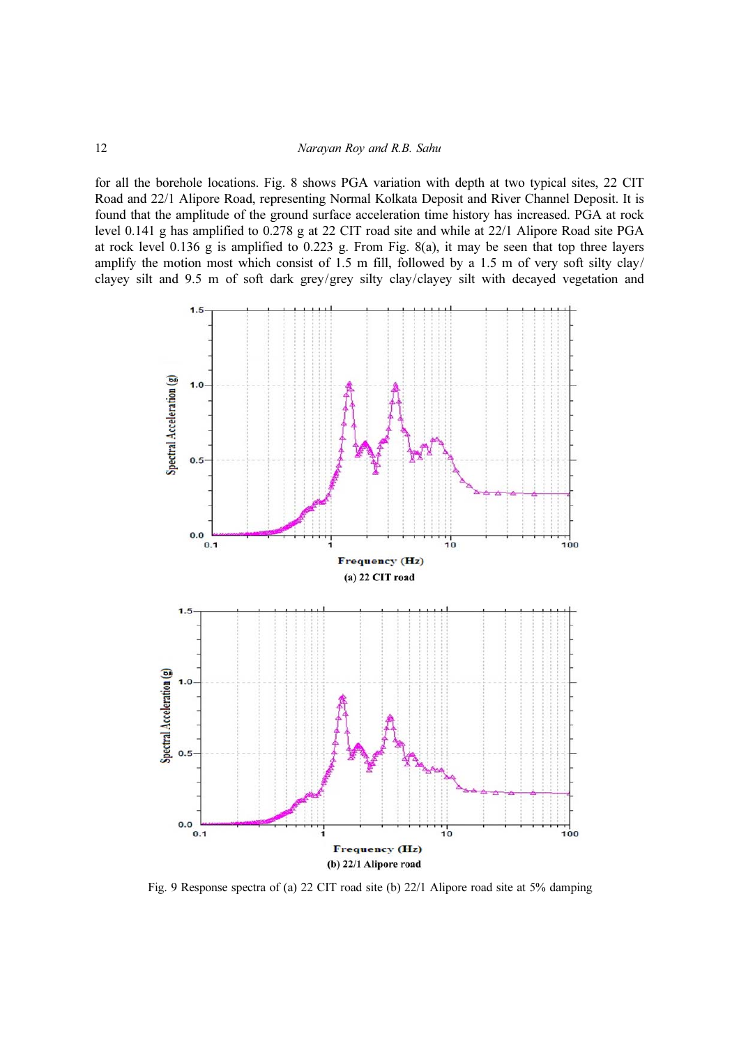for all the borehole locations. Fig. 8 shows PGA variation with depth at two typical sites, 22 CIT Road and 22/1 Alipore Road, representing Normal Kolkata Deposit and River Channel Deposit. It is found that the amplitude of the ground surface acceleration time history has increased. PGA at rock level 0.141 g has amplified to 0.278 g at 22 CIT road site and while at 22/1 Alipore Road site PGA at rock level 0.136 g is amplified to 0.223 g. From Fig. 8(a), it may be seen that top three layers amplify the motion most which consist of 1.5 m fill, followed by a 1.5 m of very soft silty clay/ clayey silt and 9.5 m of soft dark grey/grey silty clay/clayey silt with decayed vegetation and

(a) 22 CIT road

(b) 22/1 Alipore road

Fig. 9 Response spectra of (a) 22 CIT road site (b) 22/1 Alipore road site at 5% damping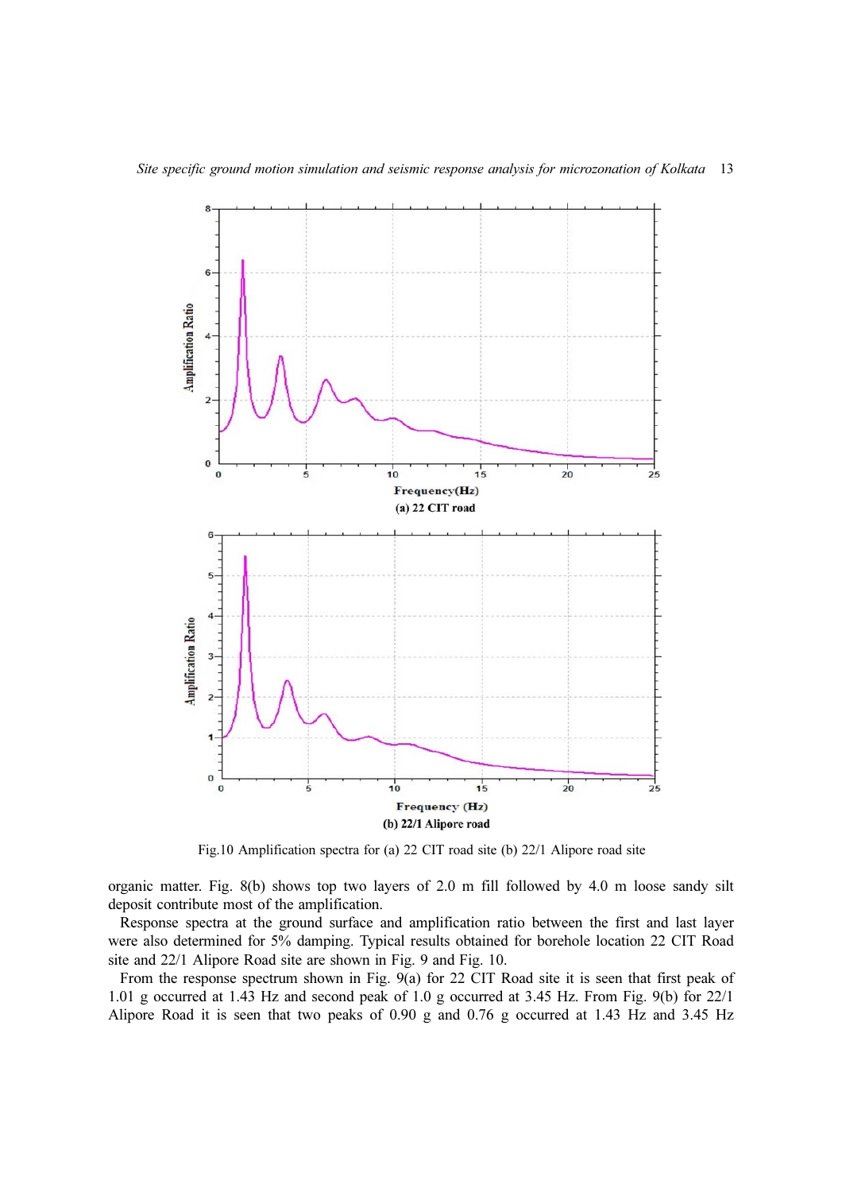Fig.10 Amplification spectra for (a) 22 CIT road site (b) 22/1 Alipore road site

organic matter. Fig. 8(b) shows top two layers of 2.0 m fill followed by 4.0 m loose sandy silt deposit contribute most of the amplification.

Response spectra at the ground surface and amplification ratio between the first and last layer were also determined for 5% damping. Typical results obtained for borehole location 22 CIT Road site and 22/1 Alipore Road site are shown in Fig. 9 and Fig. 10.

From the response spectrum shown in Fig. 9(a) for 22 CIT Road site it is seen that first peak of 1.01 g occurred at 1.43 Hz and second peak of 1.0 g occurred at 3.45 Hz. From Fig. 9(b) for 22/1 Alipore Road it is seen that two peaks of 0.90 g and 0.76 g occurred at 1.43 Hz and 3.45 Hz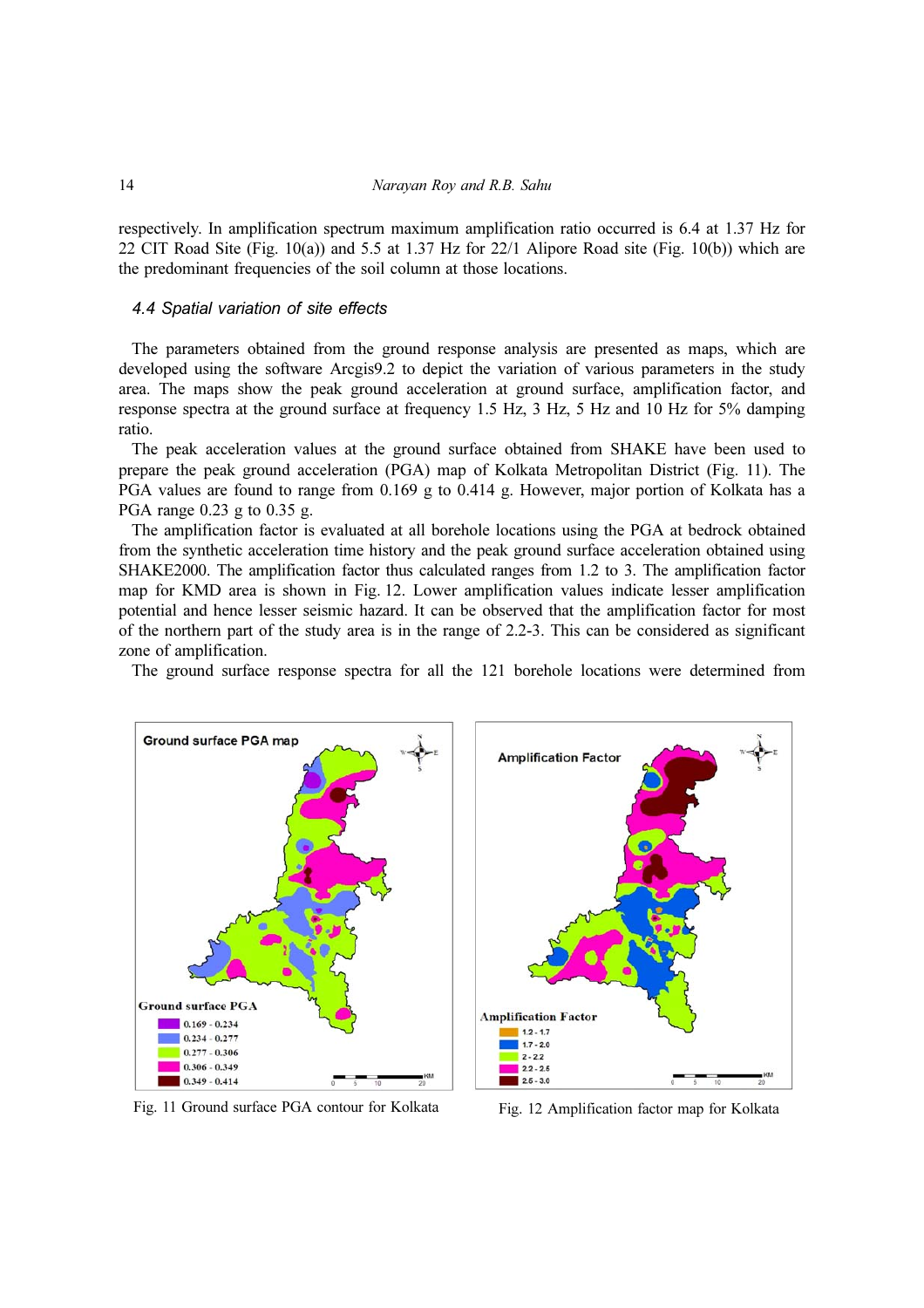respectively. In amplification spectrum maximum amplification ratio occurred is 6.4 at 1.37 Hz for 22 CIT Road Site (Fig. 10(a)) and 5.5 at 1.37 Hz for 22/1 Alipore Road site (Fig. 10(b)) which are the predominant frequencies of the soil column at those locations.

### *4.4 Spatial variation of site effects*

The parameters obtained from the ground response analysis are presented as maps, which are developed using the software Arcgis9.2 to depict the variation of various parameters in the study area. The maps show the peak ground acceleration at ground surface, amplification factor, and response spectra at the ground surface at frequency 1.5 Hz, 3 Hz, 5 Hz and 10 Hz for 5% damping ratio.

The peak acceleration values at the ground surface obtained from SHAKE have been used to prepare the peak ground acceleration (PGA) map of Kolkata Metropolitan District (Fig. 11). The PGA values are found to range from 0.169 g to 0.414 g. However, major portion of Kolkata has a PGA range 0.23 g to 0.35 g.

The amplification factor is evaluated at all borehole locations using the PGA at bedrock obtained from the synthetic acceleration time history and the peak ground surface acceleration obtained using SHAKE2000. The amplification factor thus calculated ranges from 1.2 to 3. The amplification factor map for KMD area is shown in Fig. 12. Lower amplification values indicate lesser amplification potential and hence lesser seismic hazard. It can be observed that the amplification factor for most of the northern part of the study area is in the range of 2.2-3. This can be considered as significant zone of amplification.

The ground surface response spectra for all the 121 borehole locations were determined from

Fig. 11 Ground surface PGA contour for Kolkata

Fig. 12 Amplification factor map for Kolkata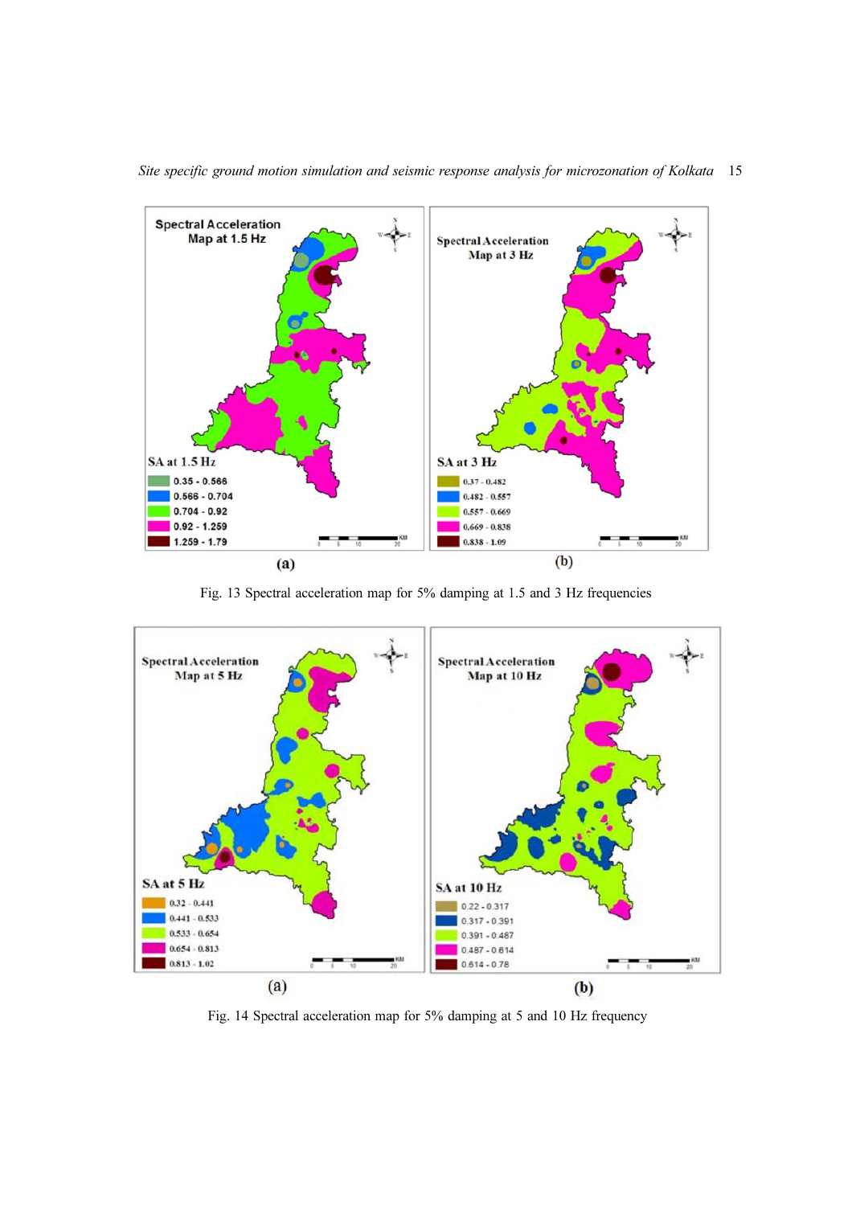Fig. 13 Spectral acceleration map for 5% damping at 1.5 and 3 Hz frequencies

Fig. 14 Spectral acceleration map for 5% damping at 5 and 10 Hz frequency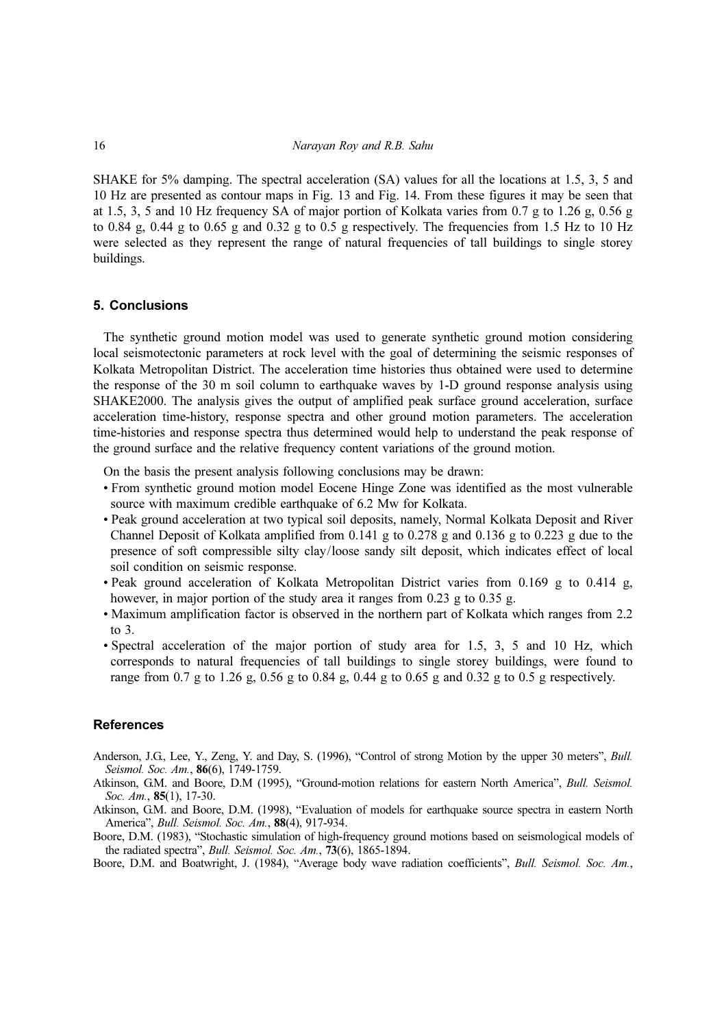SHAKE for 5% damping. The spectral acceleration (SA) values for all the locations at 1.5, 3, 5 and 10 Hz are presented as contour maps in Fig. 13 and Fig. 14. From these figures it may be seen that at 1.5, 3, 5 and 10 Hz frequency SA of major portion of Kolkata varies from 0.7 g to 1.26 g, 0.56 g to 0.84 g, 0.44 g to 0.65 g and 0.32 g to 0.5 g respectively. The frequencies from 1.5 Hz to 10 Hz were selected as they represent the range of natural frequencies of tall buildings to single storey buildings.

## 5. Conclusions

The synthetic ground motion model was used to generate synthetic ground motion considering local seismotectonic parameters at rock level with the goal of determining the seismic responses of Kolkata Metropolitan District. The acceleration time histories thus obtained were used to determine the response of the 30 m soil column to earthquake waves by 1-D ground response analysis using SHAKE2000. The analysis gives the output of amplified peak surface ground acceleration, surface acceleration time-history, response spectra and other ground motion parameters. The acceleration time-histories and response spectra thus determined would help to understand the peak response of the ground surface and the relative frequency content variations of the ground motion.

On the basis the present analysis following conclusions may be drawn:

- From synthetic ground motion model Eocene Hinge Zone was identified as the most vulnerable source with maximum credible earthquake of 6.2 Mw for Kolkata.
- Peak ground acceleration at two typical soil deposits, namely, Normal Kolkata Deposit and River Channel Deposit of Kolkata amplified from 0.141 g to 0.278 g and 0.136 g to 0.223 g due to the presence of soft compressible silty clay/loose sandy silt deposit, which indicates effect of local soil condition on seismic response.
- Peak ground acceleration of Kolkata Metropolitan District varies from 0.169 g to 0.414 g, however, in major portion of the study area it ranges from 0.23 g to 0.35 g.
- Maximum amplification factor is observed in the northern part of Kolkata which ranges from 2.2 to 3.
- Spectral acceleration of the major portion of study area for 1.5, 3, 5 and 10 Hz, which corresponds to natural frequencies of tall buildings to single storey buildings, were found to range from 0.7 g to 1.26 g, 0.56 g to 0.84 g, 0.44 g to 0.65 g and 0.32 g to 0.5 g respectively.

## References

Anderson, J.G., Lee, Y., Zeng, Y. and Day, S. (1996), "Control of strong Motion by the upper 30 meters", *Bull. Seismol. Soc. Am.*, **86**(6), 1749-1759.

Atkinson, G.M. and Boore, D.M (1995), "Ground-motion relations for eastern North America", *Bull. Seismol. Soc. Am.*, **85**(1), 17-30.

Atkinson, G.M. and Boore, D.M. (1998), "Evaluation of models for earthquake source spectra in eastern North America", *Bull. Seismol. Soc. Am.*, **88**(4), 917-934.

Boore, D.M. (1983), "Stochastic simulation of high-frequency ground motions based on seismological models of the radiated spectra", *Bull. Seismol. Soc. Am.*, **73**(6), 1865-1894.

Boore, D.M. and Boatwright, J. (1984), "Average body wave radiation coefficients", *Bull. Seismol. Soc. Am.*,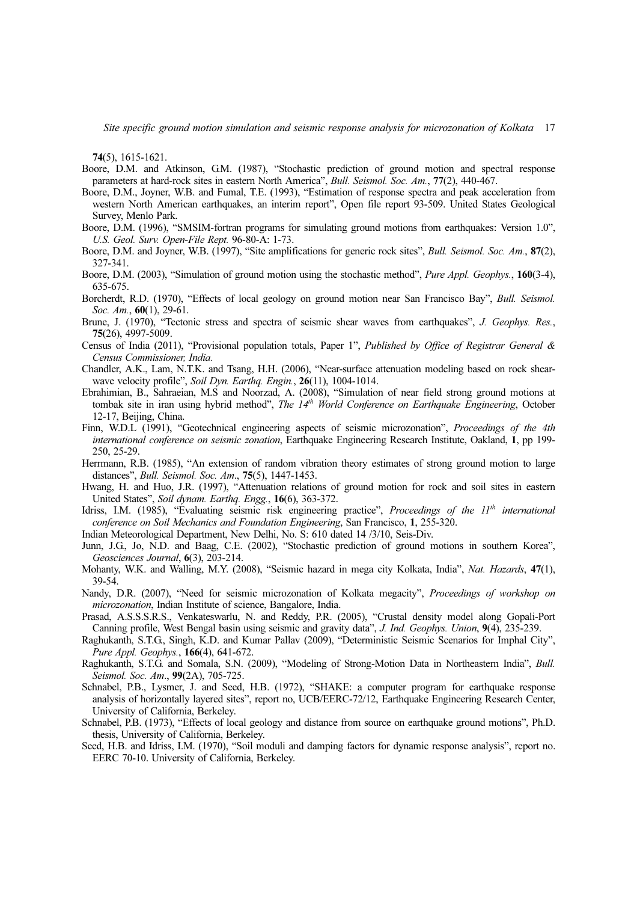**74**(5), 1615-1621.

Boore, D.M. and Atkinson, G.M. (1987), "Stochastic prediction of ground motion and spectral response parameters at hard-rock sites in eastern North America", *Bull. Seismol. Soc. Am.*, **77**(2), 440-467.

Boore, D.M., Joyner, W.B. and Fumal, T.E. (1993), "Estimation of response spectra and peak acceleration from western North American earthquakes, an interim report", Open file report 93-509. United States Geological Survey, Menlo Park.

Boore, D.M. (1996), "SMSIM-fortran programs for simulating ground motions from earthquakes: Version 1.0", *U.S. Geol. Surv. Open-File Rept.* 96-80-A: 1-73.

Boore, D.M. and Joyner, W.B. (1997), "Site amplifications for generic rock sites", *Bull. Seismol. Soc. Am.*, **87**(2), 327-341.

Boore, D.M. (2003), "Simulation of ground motion using the stochastic method", *Pure Appl. Geophys.*, **160**(3-4), 635-675.

Borcherdt, R.D. (1970), "Effects of local geology on ground motion near San Francisco Bay", *Bull. Seismol. Soc. Am.*, **60**(1), 29-61.

Brune, J. (1970), "Tectonic stress and spectra of seismic shear waves from earthquakes", *J. Geophys. Res.*, **75**(26), 4997-5009.

Census of India (2011), "Provisional population totals, Paper 1", *Published by Office of Registrar General & Census Commissioner, India.*

Chandler, A.K., Lam, N.T.K. and Tsang, H.H. (2006), "Near-surface attenuation modeling based on rock shear-wave velocity profile", *Soil Dyn. Earthq. Engin.*, **26**(11), 1004-1014.

Ebrahimian, B., Sahraeian, M.S and Noorzad, A. (2008), "Simulation of near field strong ground motions at tombak site in iran using hybrid method", *The 14th World Conference on Earthquake Engineering*, October 12-17, Beijing, China.

Finn, W.D.L (1991), "Geotechnical engineering aspects of seismic microzonation", *Proceedings of the 4th international conference on seismic zonation*, Earthquake Engineering Research Institute, Oakland, **1**, pp 199-250, 25-29.

Herrmann, R.B. (1985), "An extension of random vibration theory estimates of strong ground motion to large distances", *Bull. Seismol. Soc. Am*., **75**(5), 1447-1453.

Hwang, H. and Huo, J.R. (1997), "Attenuation relations of ground motion for rock and soil sites in eastern United States", *Soil dynam. Earthq. Engg.*, **16**(6), 363-372.

Idriss, I.M. (1985), "Evaluating seismic risk engineering practice", *Proceedings of the 11th international conference on Soil Mechanics and Foundation Engineering*, San Francisco, **1**, 255-320.

Indian Meteorological Department, New Delhi, No. S: 610 dated 14 /3/10, Seis-Div.

Junn, J.G., Jo, N.D. and Baag, C.E. (2002), "Stochastic prediction of ground motions in southern Korea", *Geosciences Journal*, **6**(3), 203-214.

Mohanty, W.K. and Walling, M.Y. (2008), "Seismic hazard in mega city Kolkata, India", *Nat. Hazards*, **47**(1), 39-54.

Nandy, D.R. (2007), "Need for seismic microzonation of Kolkata megacity", *Proceedings of workshop on microzonation*, Indian Institute of science, Bangalore, India.

Prasad, A.S.S.S.R.S., Venkateswarlu, N. and Reddy, P.R. (2005), "Crustal density model along Gopali-Port Canning profile, West Bengal basin using seismic and gravity data", *J. Ind. Geophys. Union*, **9**(4), 235-239.

Raghukanth, S.T.G., Singh, K.D. and Kumar Pallav (2009), "Deterministic Seismic Scenarios for Imphal City", *Pure Appl. Geophys.*, **166**(4), 641-672.

Raghukanth, S.T.G. and Somala, S.N. (2009), "Modeling of Strong-Motion Data in Northeastern India", *Bull. Seismol. Soc. Am*., **99**(2A), 705-725.

Schnabel, P.B., Lysmer, J. and Seed, H.B. (1972), "SHAKE: a computer program for earthquake response analysis of horizontally layered sites", report no, UCB/EERC-72/12, Earthquake Engineering Research Center, University of California, Berkeley.

Schnabel, P.B. (1973), "Effects of local geology and distance from source on earthquake ground motions", Ph.D. thesis, University of California, Berkeley.

Seed, H.B. and Idriss, I.M. (1970), "Soil moduli and damping factors for dynamic response analysis", report no. EERC 70-10. University of California, Berkeley.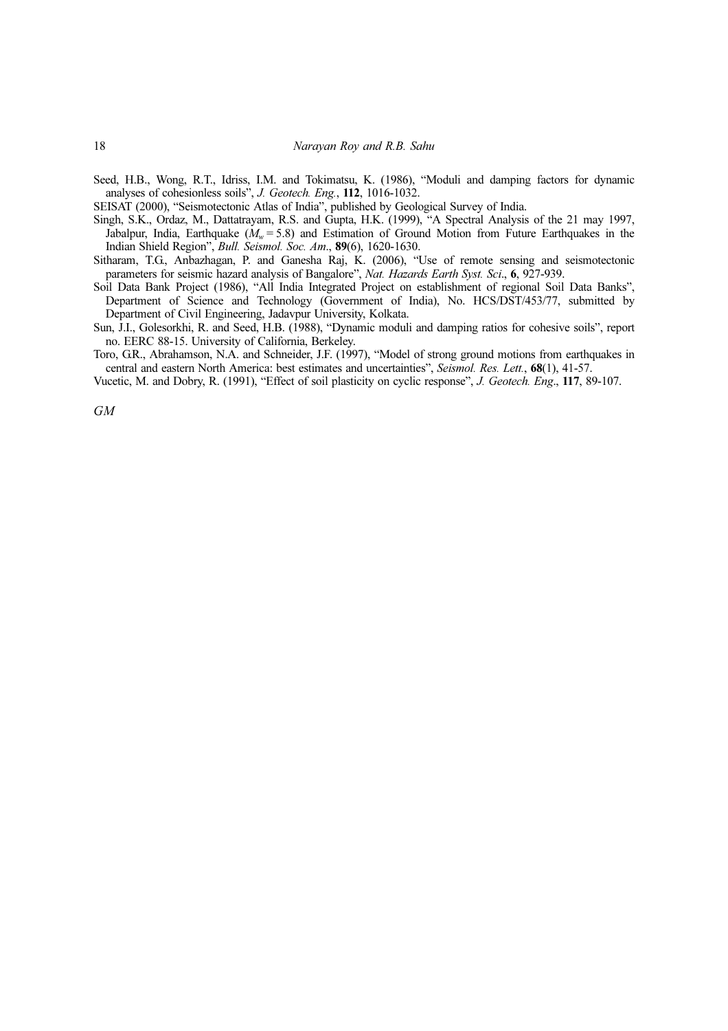Seed, H.B., Wong, R.T., Idriss, I.M. and Tokimatsu, K. (1986), "Moduli and damping factors for dynamic analyses of cohesionless soils", *J. Geotech. Eng.*, **112**, 1016-1032.

SEISAT (2000), "Seismotectonic Atlas of India", published by Geological Survey of India.

Singh, S.K., Ordaz, M., Dattatrayam, R.S. and Gupta, H.K. (1999), "A Spectral Analysis of the 21 may 1997, Jabalpur, India, Earthquake ($M_w = 5.8$) and Estimation of Ground Motion from Future Earthquakes in the Indian Shield Region", *Bull. Seismol. Soc. Am*., **89**(6), 1620-1630.

Sitharam, T.G., Anbazhagan, P. and Ganesha Raj, K. (2006), "Use of remote sensing and seismotectonic parameters for seismic hazard analysis of Bangalore", *Nat. Hazards Earth Syst. Sci*., **6**, 927-939.

Soil Data Bank Project (1986), "All India Integrated Project on establishment of regional Soil Data Banks", Department of Science and Technology (Government of India), No. HCS/DST/453/77, submitted by Department of Civil Engineering, Jadavpur University, Kolkata.

Sun, J.I., Golesorkhi, R. and Seed, H.B. (1988), "Dynamic moduli and damping ratios for cohesive soils", report no. EERC 88-15. University of California, Berkeley.

Toro, G.R., Abrahamson, N.A. and Schneider, J.F. (1997), "Model of strong ground motions from earthquakes in central and eastern North America: best estimates and uncertainties", *Seismol. Res. Lett.*, **68**(1), 41-57.

Vucetic, M. and Dobry, R. (1991), "Effect of soil plasticity on cyclic response", *J. Geotech. Eng*., **117**, 89-107.

*GM*